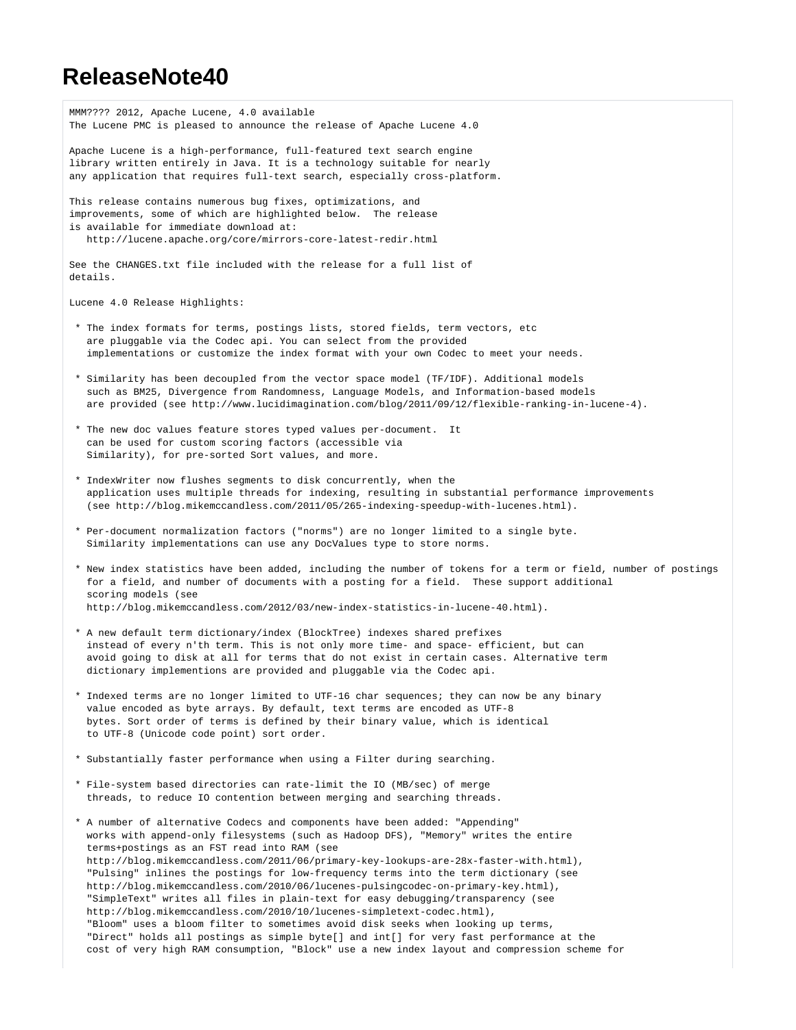# ReleaseNote40

```
MMM???? 2012, Apache Lucene, 4.0 available
The Lucene PMC is pleased to announce the release of Apache Lucene 4.0

Apache Lucene is a high-performance, full-featured text search engine
library written entirely in Java. It is a technology suitable for nearly
any application that requires full-text search, especially cross-platform.

This release contains numerous bug fixes, optimizations, and
improvements, some of which are highlighted below.  The release
is available for immediate download at:
   http://lucene.apache.org/core/mirrors-core-latest-redir.html

See the CHANGES.txt file included with the release for a full list of
details.

Lucene 4.0 Release Highlights:

 * The index formats for terms, postings lists, stored fields, term vectors, etc
   are pluggable via the Codec api. You can select from the provided
   implementations or customize the index format with your own Codec to meet your needs.

 * Similarity has been decoupled from the vector space model (TF/IDF). Additional models
   such as BM25, Divergence from Randomness, Language Models, and Information-based models
   are provided (see http://www.lucidimagination.com/blog/2011/09/12/flexible-ranking-in-lucene-4).

 * The new doc values feature stores typed values per-document.  It
   can be used for custom scoring factors (accessible via
   Similarity), for pre-sorted Sort values, and more.

 * IndexWriter now flushes segments to disk concurrently, when the
   application uses multiple threads for indexing, resulting in substantial performance improvements
   (see http://blog.mikemccandless.com/2011/05/265-indexing-speedup-with-lucenes.html).

 * Per-document normalization factors ("norms") are no longer limited to a single byte.
   Similarity implementations can use any DocValues type to store norms.

 * New index statistics have been added, including the number of tokens for a term or field, number of postings
   for a field, and number of documents with a posting for a field.  These support additional
   scoring models (see
   http://blog.mikemccandless.com/2012/03/new-index-statistics-in-lucene-40.html).

 * A new default term dictionary/index (BlockTree) indexes shared prefixes
   instead of every n'th term. This is not only more time- and space- efficient, but can
   avoid going to disk at all for terms that do not exist in certain cases. Alternative term
   dictionary implementions are provided and pluggable via the Codec api.

 * Indexed terms are no longer limited to UTF-16 char sequences; they can now be any binary
   value encoded as byte arrays. By default, text terms are encoded as UTF-8
   bytes. Sort order of terms is defined by their binary value, which is identical
   to UTF-8 (Unicode code point) sort order.

 * Substantially faster performance when using a Filter during searching.

 * File-system based directories can rate-limit the IO (MB/sec) of merge
   threads, to reduce IO contention between merging and searching threads.

 * A number of alternative Codecs and components have been added: "Appending"
   works with append-only filesystems (such as Hadoop DFS), "Memory" writes the entire
   terms+postings as an FST read into RAM (see
   http://blog.mikemccandless.com/2011/06/primary-key-lookups-are-28x-faster-with.html),
   "Pulsing" inlines the postings for low-frequency terms into the term dictionary (see
   http://blog.mikemccandless.com/2010/06/lucenes-pulsingcodec-on-primary-key.html),
   "SimpleText" writes all files in plain-text for easy debugging/transparency (see
   http://blog.mikemccandless.com/2010/10/lucenes-simpletext-codec.html),
   "Bloom" uses a bloom filter to sometimes avoid disk seeks when looking up terms,
   "Direct" holds all postings as simple byte[] and int[] for very fast performance at the
   cost of very high RAM consumption, "Block" use a new index layout and compression scheme for
```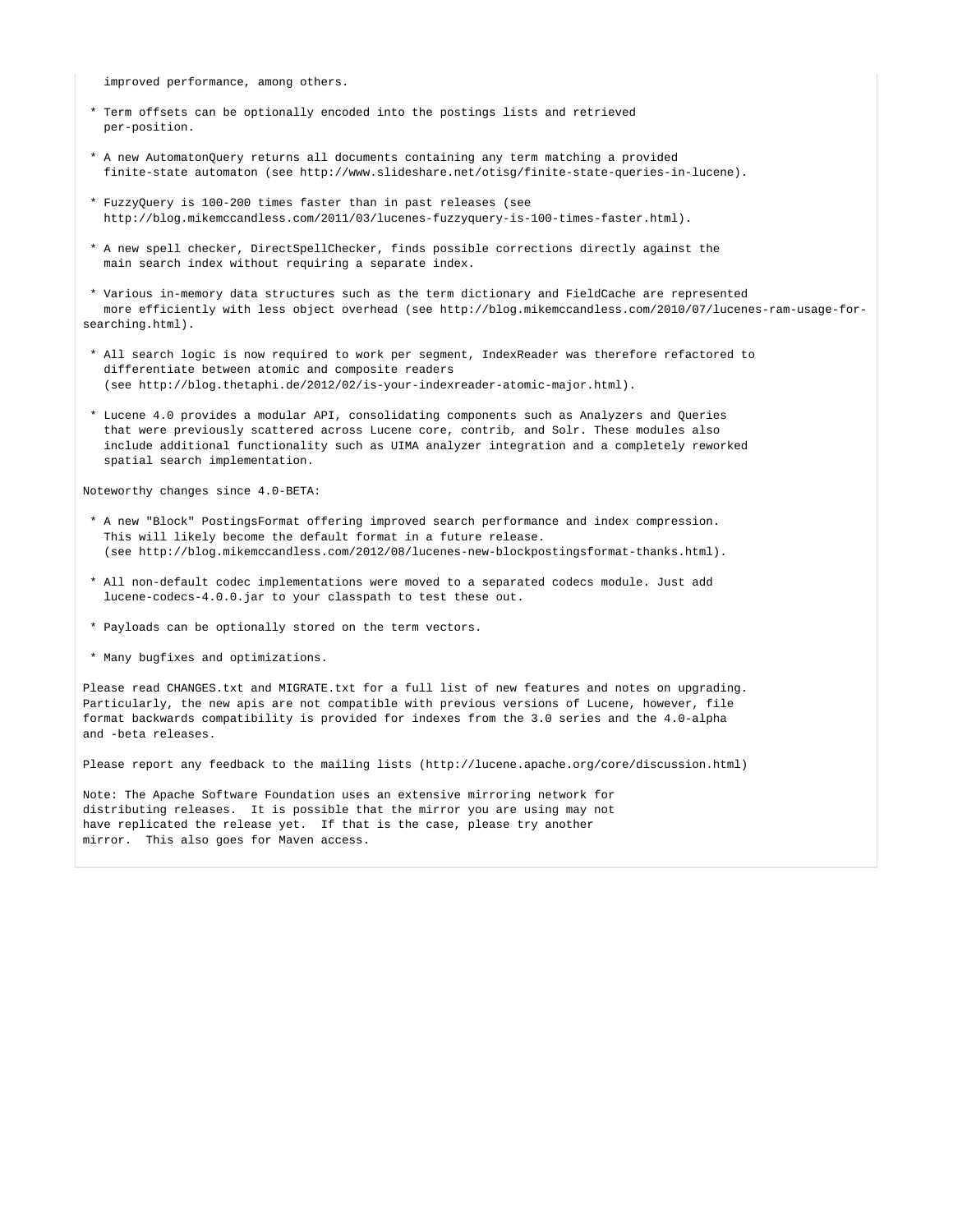improved performance, among others.

* Term offsets can be optionally encoded into the postings lists and retrieved per-position.

* A new AutomatonQuery returns all documents containing any term matching a provided finite-state automaton (see http://www.slideshare.net/otisg/finite-state-queries-in-lucene).

* FuzzyQuery is 100-200 times faster than in past releases (see http://blog.mikemccandless.com/2011/03/lucenes-fuzzyquery-is-100-times-faster.html).

* A new spell checker, DirectSpellChecker, finds possible corrections directly against the main search index without requiring a separate index.

* Various in-memory data structures such as the term dictionary and FieldCache are represented more efficiently with less object overhead (see http://blog.mikemccandless.com/2010/07/lucenes-ram-usage-for-searching.html).

* All search logic is now required to work per segment, IndexReader was therefore refactored to differentiate between atomic and composite readers (see http://blog.thetaphi.de/2012/02/is-your-indexreader-atomic-major.html).

* Lucene 4.0 provides a modular API, consolidating components such as Analyzers and Queries that were previously scattered across Lucene core, contrib, and Solr. These modules also include additional functionality such as UIMA analyzer integration and a completely reworked spatial search implementation.

Noteworthy changes since 4.0-BETA:

* A new "Block" PostingsFormat offering improved search performance and index compression. This will likely become the default format in a future release. (see http://blog.mikemccandless.com/2012/08/lucenes-new-blockpostingsformat-thanks.html).

* All non-default codec implementations were moved to a separated codecs module. Just add lucene-codecs-4.0.0.jar to your classpath to test these out.

* Payloads can be optionally stored on the term vectors.

* Many bugfixes and optimizations.

Please read CHANGES.txt and MIGRATE.txt for a full list of new features and notes on upgrading. Particularly, the new apis are not compatible with previous versions of Lucene, however, file format backwards compatibility is provided for indexes from the 3.0 series and the 4.0-alpha and -beta releases.

Please report any feedback to the mailing lists (http://lucene.apache.org/core/discussion.html)

Note: The Apache Software Foundation uses an extensive mirroring network for distributing releases. It is possible that the mirror you are using may not have replicated the release yet. If that is the case, please try another mirror. This also goes for Maven access.